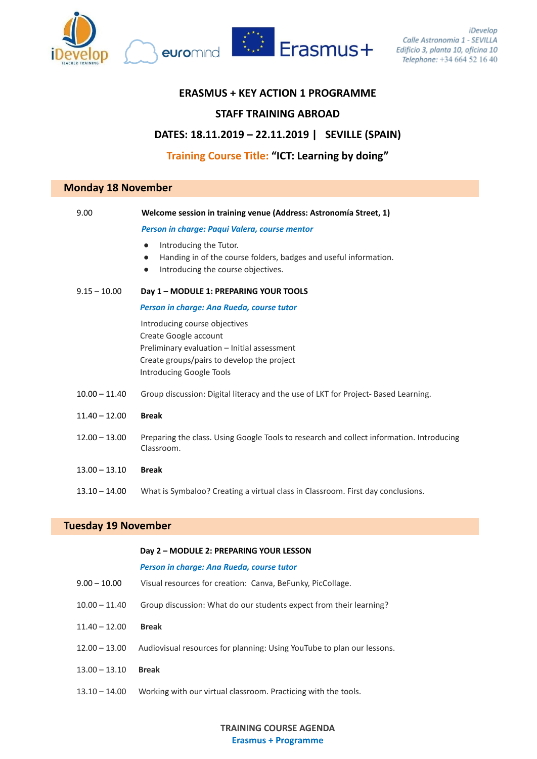iDevelop
Calle Astronomia 1 - SEVILLA
Edificio 3, planta 10, oficina 10
Telephone: +34 664 52 16 40

# ERASMUS + KEY ACTION 1 PROGRAMME

## STAFF TRAINING ABROAD

## DATES: 18.11.2019 – 22.11.2019 | SEVILLE (SPAIN)

## Training Course Title: "ICT: Learning by doing"

## Monday 18 November

9.00 **Welcome session in training venue (Address: Astronomía Street, 1)**

***Person in charge: Paqui Valera, course mentor***

- Introducing the Tutor.
- Handing in of the course folders, badges and useful information.
- Introducing the course objectives.

9.15 – 10.00 **Day 1 – MODULE 1: PREPARING YOUR TOOLS**

***Person in charge: Ana Rueda, course tutor***

Introducing course objectives
Create Google account
Preliminary evaluation – Initial assessment
Create groups/pairs to develop the project
Introducing Google Tools

10.00 – 11.40 Group discussion: Digital literacy and the use of LKT for Project- Based Learning.

11.40 – 12.00 **Break**

12.00 – 13.00 Preparing the class. Using Google Tools to research and collect information. Introducing Classroom.

13.00 – 13.10 **Break**

13.10 – 14.00 What is Symbaloo? Creating a virtual class in Classroom. First day conclusions.

## Tuesday 19 November

**Day 2 – MODULE 2: PREPARING YOUR LESSON**

***Person in charge: Ana Rueda, course tutor***

9.00 – 10.00 Visual resources for creation: Canva, BeFunky, PicCollage.

10.00 – 11.40 Group discussion: What do our students expect from their learning?

11.40 – 12.00 **Break**

12.00 – 13.00 Audiovisual resources for planning: Using YouTube to plan our lessons.

13.00 – 13.10 **Break**

13.10 – 14.00 Working with our virtual classroom. Practicing with the tools.

**TRAINING COURSE AGENDA**
**Erasmus + Programme**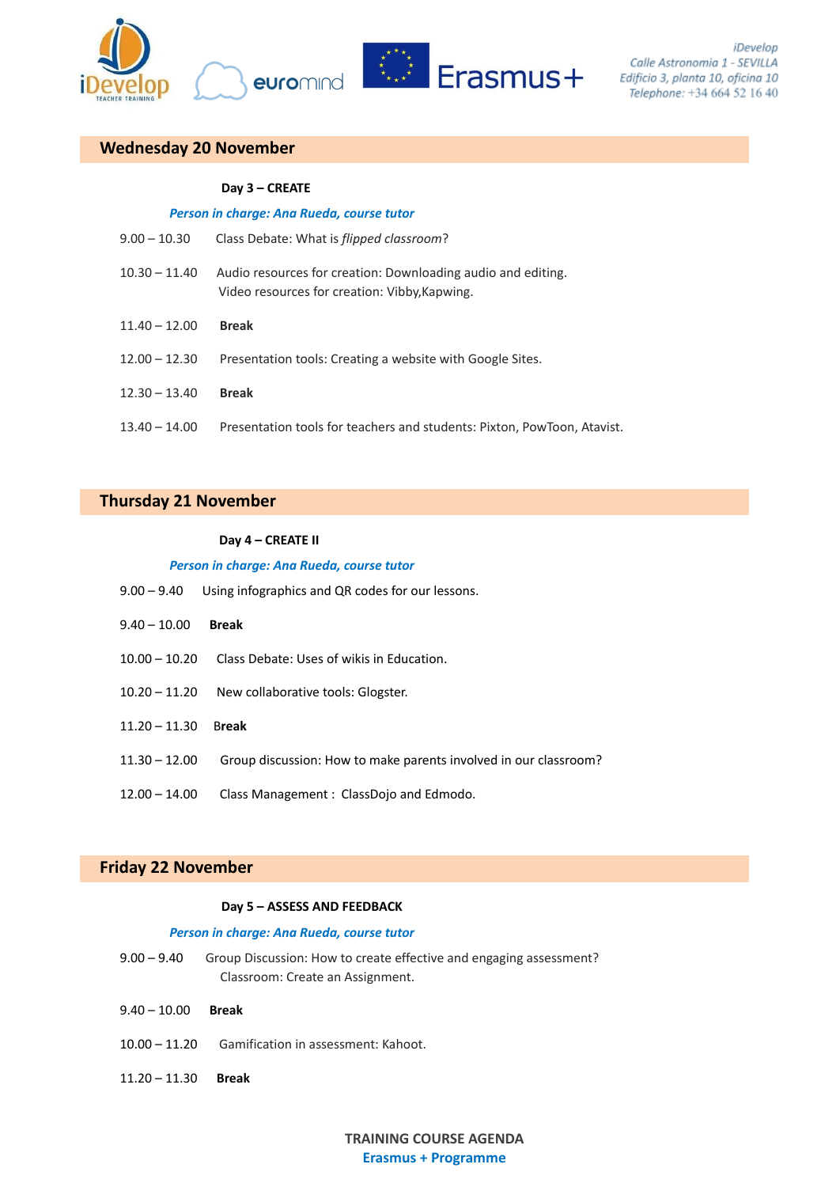## Wednesday 20 November

**Day 3 – CREATE**

***Person in charge: Ana Rueda, course tutor***

9.00 – 10.30 Class Debate: What is *flipped classroom*?

10.30 – 11.40 Audio resources for creation: Downloading audio and editing.
Video resources for creation: Vibby,Kapwing.

11.40 – 12.00 **Break**

12.00 – 12.30 Presentation tools: Creating a website with Google Sites.

12.30 – 13.40 **Break**

13.40 – 14.00 Presentation tools for teachers and students: Pixton, PowToon, Atavist.

## Thursday 21 November

**Day 4 – CREATE II**

***Person in charge: Ana Rueda, course tutor***

9.00 – 9.40 Using infographics and QR codes for our lessons.

9.40 – 10.00 **Break**

10.00 – 10.20 Class Debate: Uses of wikis in Education.

10.20 – 11.20 New collaborative tools: Glogster.

11.20 – 11.30 **Break**

11.30 – 12.00 Group discussion: How to make parents involved in our classroom?

12.00 – 14.00 Class Management : ClassDojo and Edmodo.

## Friday 22 November

**Day 5 – ASSESS AND FEEDBACK**

***Person in charge: Ana Rueda, course tutor***

9.00 – 9.40 Group Discussion: How to create effective and engaging assessment?
Classroom: Create an Assignment.

9.40 – 10.00 **Break**

10.00 – 11.20 Gamification in assessment: Kahoot.

11.20 – 11.30 **Break**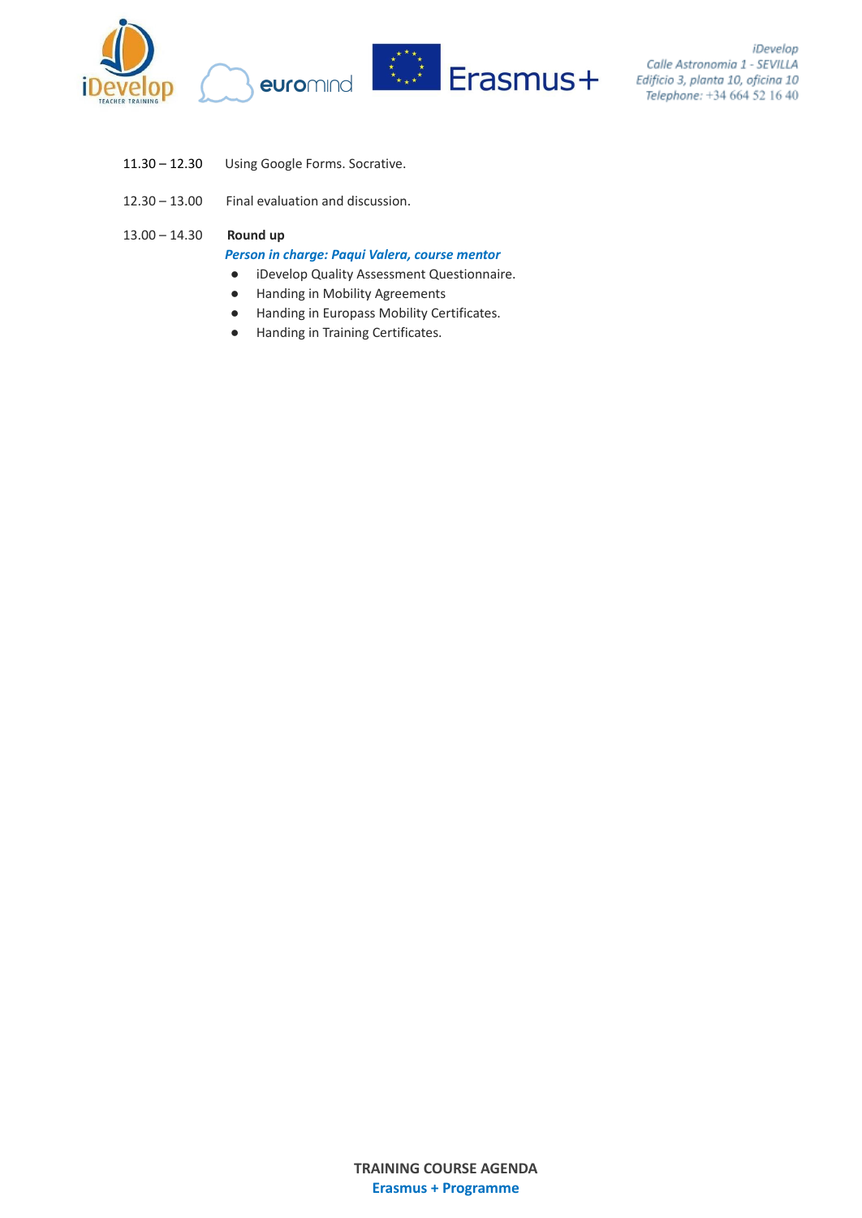11.30 – 12.30 Using Google Forms. Socrative.

12.30 – 13.00 Final evaluation and discussion.

13.00 – 14.30 **Round up**

***Person in charge: Paqui Valera, course mentor***

- iDevelop Quality Assessment Questionnaire.
- Handing in Mobility Agreements
- Handing in Europass Mobility Certificates.
- Handing in Training Certificates.